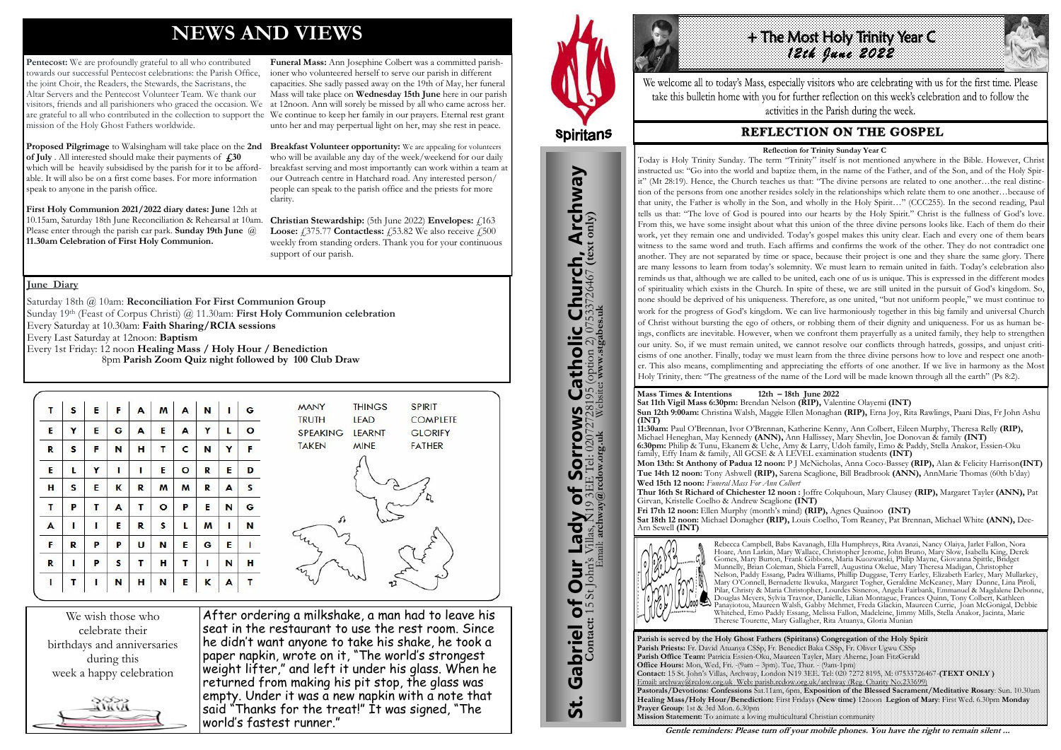# NEWS AND VIEWS

**Pentecost:** We are profoundly grateful to all who contributed towards our successful Pentecost celebrations: the Parish Office, the joint Choir, the Readers, the Stewards, the Sacristans, the Altar Servers and the Pentecost Volunteer Team. We thank our visitors, friends and all parishioners who graced the occasion. We are grateful to all who contributed in the collection to support the mission of the Holy Ghost Fathers worldwide.

**Proposed Pilgrimage** to Walsingham will take place on the **2nd of July**. All interested should make their payments of **£30** which will be heavily subsidised by the parish for it to be affordable. It will also be on a first come bases. For more information speak to anyone in the parish office.

**First Holy Communion 2021/2022 diary dates: June** 12th at 10.15am, Saturday 18th June Reconciliation & Rehearsal at 10am. Please enter through the parish car park. **Sunday 19th June @ 11.30am Celebration of First Holy Communion.**

**Funeral Mass:** Ann Josephine Colbert was a committed parishioner who volunteered herself to serve our parish in different capacities. She sadly passed away on the 19th of May, her funeral Mass will take place on **Wednesday 15th June** here in our parish at 12noon. Ann will sorely be missed by all who came across her. We continue to keep her family in our prayers. Eternal rest grant unto her and may perpetual light on her, may she rest in peace.

**Breakfast Volunteer opportunity:** We are appealing for volunteers who will be available any day of the week/weekend for our daily breakfast serving and most importantly can work within a team at our Outreach centre in Hatchard road. Any interested person/people can speak to the parish office and the priests for more clarity.

**Christian Stewardship:** (5th June 2022) **Envelopes:** £163 **Loose:** £375.77 **Contactless:** £53.82 We also receive £500 weekly from standing orders. Thank you for your continuous support of our parish.

## June Diary

Saturday 18th @ 10am: **Reconciliation For First Communion Group**
Sunday 19th (Feast of Corpus Christi) @ 11.30am: **First Holy Communion celebration**
Every Saturday at 10.30am: **Faith Sharing/RCIA sessions**
Every Last Saturday at 12noon: **Baptism**
Every 1st Friday: 12 noon **Healing Mass / Holy Hour / Benediction**
8pm **Parish Zoom Quiz night followed by 100 Club Draw**

| T | S | E | F | A | M | A | N | I | G |
|---|---|---|---|---|---|---|---|---|---|
| E | Y | E | G | A | E | A | Y | L | O |
| R | S | F | N | H | T | C | N | Y | F |
| E | L | Y | I | I | E | O | R | E | D |
| H | S | E | K | R | M | M | R | A | S |
| T | P | T | A | T | O | P | E | N | G |
| A | I | I | E | R | S | L | M | I | N |
| F | R | P | P | U | N | E | G | E | I |
| R | I | P | S | T | H | T | I | N | H |
| I | T | I | N | H | N | E | K | A | T |

MANY, THINGS, SPIRIT, TRUTH, LEAD, COMPLETE, SPEAKING, LEARNT, GLORIFY, TAKEN, MINE, FATHER

We wish those who celebrate their birthdays and anniversaries during this week a happy celebration

After ordering a milkshake, a man had to leave his seat in the restaurant to use the rest room. Since he didn't want anyone to take his shake, he took a paper napkin, wrote on it, "The world's strongest weight lifter," and left it under his glass. When he returned from making his pit stop, the glass was empty. Under it was a new napkin with a note that said "Thanks for the treat!" It was signed, "The world's fastest runner."

Spiritans

# St. Gabriel of Our Lady of Sorrows Catholic Church, Archway

**Contact:** 15 St John's Villas, N19 3EE Tel: 02072728195 (option 2) 07533726467 **(text only)**
Email: **archway@rcdow.org.uk** Website: **www.stgabes.uk**

# + The Most Holy Trinity Year C
*12th June 2022*

We welcome all to today's Mass, especially visitors who are celebrating with us for the first time. Please take this bulletin home with you for further reflection on this week's celebration and to follow the activities in the Parish during the week.

## REFLECTION ON THE GOSPEL

**Reflection for Trinity Sunday Year C**

Today is Holy Trinity Sunday. The term "Trinity" itself is not mentioned anywhere in the Bible. However, Christ instructed us: "Go into the world and baptize them, in the name of the Father, and of the Son, and of the Holy Spirit" (Mt 28:19). Hence, the Church teaches us that: "The divine persons are related to one another…the real distinction of the persons from one another resides solely in the relationships which relate them to one another…because of that unity, the Father is wholly in the Son, and wholly in the Holy Spirit…" (CCC255). In the second reading, Paul tells us that: "The love of God is poured into our hearts by the Holy Spirit." Christ is the fullness of God's love. From this, we have some insight about what this union of the three divine persons looks like. Each of them do their work, yet they remain one and undivided. Today's gospel makes this unity clear. Each and every one of them bears witness to the same word and truth. Each affirms and confirms the work of the other. They do not contradict one another. They are not separated by time or space, because their project is one and they share the same glory. There are many lessons to learn from today's solemnity. We must learn to remain united in faith. Today's celebration also reminds us that, although we are called to be united, each one of us is unique. This is expressed in the different modes of spirituality which exists in the Church. In spite of these, we are still united in the pursuit of God's kingdom. So, none should be deprived of his uniqueness. Therefore, as one united, "but not uniform people," we must continue to work for the progress of God's kingdom. We can live harmoniously together in this big family and universal Church of Christ without bursting the ego of others, or robbing them of their dignity and uniqueness. For us as human beings, conflicts are inevitable. However, when we confront them prayerfully as a united family, they help to strengthen our unity. So, if we must remain united, we cannot resolve our conflicts through hatreds, gossips, and unjust criticisms of one another. Finally, today we must learn from the three divine persons how to love and respect one another. This also means, complimenting and appreciating the efforts of one another. If we live in harmony as the Most Holy Trinity, then: "The greatness of the name of the Lord will be made known through all the earth" (Ps 8:2).

**Mass Times & Intentions 12th – 18th June 2022**

**Sat 11th Vigil Mass 6:30pm:** Brendan Nelson **(RIP),** Valentine Olayemi **(INT)**
**Sun 12th 9:00am:** Christina Walsh, Maggie Ellen Monaghan **(RIP),** Erna Joy, Rita Rawlings, Paani Dias, Fr John Ashu **(INT)**
**11:30am:** Paul O'Brennan, Ivor O'Brennan, Katherine Kenny, Ann Colbert, Eileen Murphy, Theresa Relly **(RIP),** Michael Heneghan, May Kennedy **(ANN),** Ann Hallissey, Mary Shevlin, Joe Donovan & family **(INT)**
**6:30pm:** Philip & Tunu, Ekanem & Uche, Amy & Larry, Udoh family, Emo & Paddy, Stella Anakor, Essien-Oku family, Effy Inam & family, All GCSE & A LEVEL examination students **(INT)**
**Mon 13th: St Anthony of Padua 12 noon:** P J McNicholas, Anna Coco-Bassey **(RIP),** Alan & Felicity Harrison**(INT)**
**Tue 14th 12 noon:** Tony Ashwell **(RIP),** Sarena Scaglione, Bill Bradbrook **(ANN),** AnnMarie Thomas (60th b'day)
**Wed 15th 12 noon:** *Funeral Mass For Ann Colbert*
**Thur 16th St Richard of Chichester 12 noon :** Joffre Colquhoun, Mary Clausey **(RIP),** Margaret Tayler **(ANN),** Pat Girvan, Kristelle Coelho & Andrew Scaglione **(INT)**
**Fri 17th 12 noon:** Ellen Murphy (month's mind) **(RIP),** Agnes Quainoo **(INT)**
**Sat 18th 12 noon:** Michael Donagher **(RIP),** Louis Coelho, Tom Reaney, Pat Brennan, Michael White **(ANN),** Dee-Arn Sewell **(INT)**

Please pray for: Rebecca Campbell, Babs Kavanagh, Ella Humphreys, Rita Avanzi, Nancy Olaiya, Jarlet Fallon, Nora Hoare, Ann Larkin, Mary Wallace, Christopher Jerome, John Bruno, Mary Slow, Isabella King, Derek Gomes, Mary Burton, Frank Gibbons, Maria Kuozwatski, Philip Mayne, Giovanna Spittle, Bridget Munnelly, Brian Coleman, Shiela Farrell, Augustina Okelue, Mary Theresa Madigan, Christopher Nelson, Paddy Essang, Padra Williams, Phillip Duggase, Terry Earley, Elizabeth Earley, Mary Mullarkey, Mary O'Connell, Bernadette Ikwuka, Margaret Togher, Geraldine McKeaney, Mary Dunne, Lina Piroli, Pilar, Christy & Maria Christopher, Lourdes Sisneros, Angela Fairbank, Emmanuel & Magdalene Debonne, Dolores Meyers, Sylvia Traynor, Danielle, Lilian Monaghue, Frances Quinn, Tony Colbert, Kathleen Panayiotou, Maureen Walsh, Gabby Mehmet, Freda Glackin, Maureen Currie, Joan McGonigal, Debbie Whitehed, Emo Paddy Essang, Melissa Fallon, Madeleine, Jimmy Mills, Stella Anakor, Jacinta, Marie Therese Tourette, Mary Gallagher, Rita Atuanya, Gloria Munian

**Parish is served by the Holy Ghost Fathers (Spiritans) Congregation of the Holy Spirit**
**Parish Priests:** Fr. David Atuanya CSSp, Fr. Benedict Baka CSSp, Fr. Oliver Ugwu CSSp
**Parish Office Team:** Patricia Essien-Oku, Maureen Tayler, Mary Aherne, Joan FitzGerald
**Office Hours:** Mon, Wed, Fri. - (9am – 3pm). Tue, Thur. - (9am-1pm)
**Contact:** 15 St. John's Villas, Archway, London N19 3EE. Tel: 020 7272 8195. M: 07533726467 **(TEXT ONLY )**
Email: archway@rcdow.org.uk. Web: parish.rcdow.org.uk/archway (Reg. Charity No 233699)
**Pastorals/Devotions: Confessions** Sat.11am, 6pm, **Exposition of the Blessed Sacrament/Meditative Rosary**: Sun. 10.30am **Healing Mass/Holy Hour/Benediction**: First Fridays **(New time)** 12noon **Legion of Mary**: First Wed. 6.30pm **Monday Prayer Group**: 1st & 3rd Mon. 6.30pm
**Mission Statement:** To animate a loving multicultural Christian community

***Gentle reminders: Please turn off your mobile phones. You have the right to remain silent ...***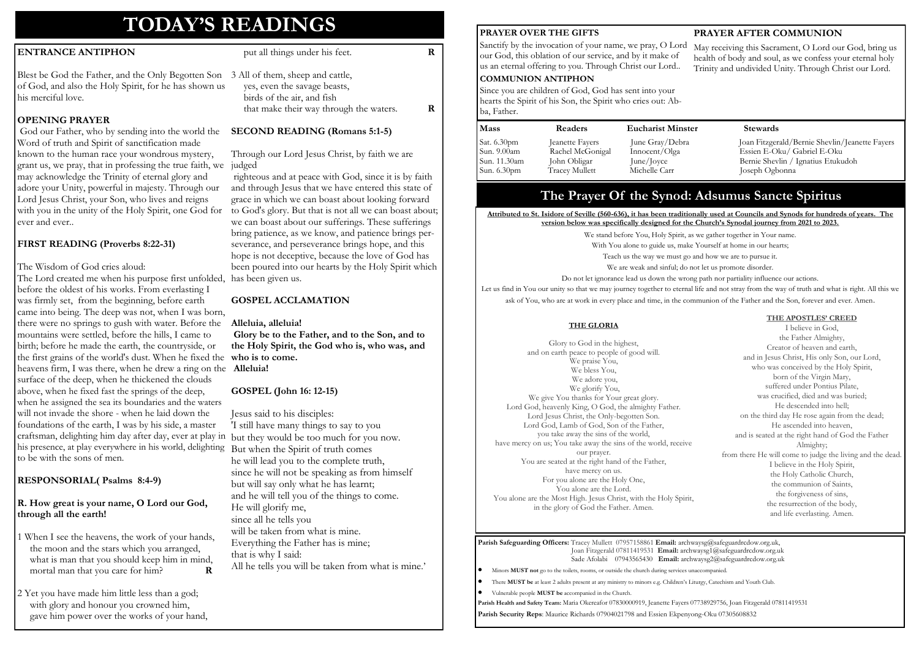// TODAY'S READINGS

# TODAY'S READINGS

## ENTRANCE ANTIPHON

Blest be God the Father, and the Only Begotten Son of God, and also the Holy Spirit, for he has shown us his merciful love.

## OPENING PRAYER

God our Father, who by sending into the world the Word of truth and Spirit of sanctification made known to the human race your wondrous mystery, grant us, we pray, that in professing the true faith, we may acknowledge the Trinity of eternal glory and adore your Unity, powerful in majesty. Through our Lord Jesus Christ, your Son, who lives and reigns with you in the unity of the Holy Spirit, one God for ever and ever..

## FIRST READING (Proverbs 8:22-31)

The Wisdom of God cries aloud:
The Lord created me when his purpose first unfolded, before the oldest of his works. From everlasting I was firmly set, from the beginning, before earth came into being. The deep was not, when I was born, there were no springs to gush with water. Before the mountains were settled, before the hills, I came to birth; before he made the earth, the countryside, or the first grains of the world's dust. When he fixed the heavens firm, I was there, when he drew a ring on the surface of the deep, when he thickened the clouds above, when he fixed fast the springs of the deep, when he assigned the sea its boundaries and the waters will not invade the shore - when he laid down the foundations of the earth, I was by his side, a master craftsman, delighting him day after day, ever at play in his presence, at play everywhere in his world, delighting to be with the sons of men.

## RESPONSORIAL( Psalms 8:4-9)

**R. How great is your name, O Lord our God, through all the earth!**

1 When I see the heavens, the work of your hands,
the moon and the stars which you arranged,
what is man that you should keep him in mind,
mortal man that you care for him? **R**

2 Yet you have made him little less than a god;
with glory and honour you crowned him,
gave him power over the works of your hand,
put all things under his feet. **R**

3 All of them, sheep and cattle,
yes, even the savage beasts,
birds of the air, and fish
that make their way through the waters. **R**

## SECOND READING (Romans 5:1-5)

Through our Lord Jesus Christ, by faith we are judged
righteous and at peace with God, since it is by faith and through Jesus that we have entered this state of grace in which we can boast about looking forward to God's glory. But that is not all we can boast about; we can boast about our sufferings. These sufferings bring patience, as we know, and patience brings perseverance, and perseverance brings hope, and this hope is not deceptive, because the love of God has been poured into our hearts by the Holy Spirit which has been given us.

## GOSPEL ACCLAMATION

**Alleluia, alleluia!**
**Glory be to the Father, and to the Son, and to the Holy Spirit, the God who is, who was, and who is to come.**
**Alleluia!**

## GOSPEL (John 16: 12-15)

Jesus said to his disciples:
'I still have many things to say to you
but they would be too much for you now.
But when the Spirit of truth comes
he will lead you to the complete truth,
since he will not be speaking as from himself
but will say only what he has learnt;
and he will tell you of the things to come.
He will glorify me,
since all he tells you
will be taken from what is mine.
Everything the Father has is mine;
that is why I said:
All he tells you will be taken from what is mine.'

## PRAYER OVER THE GIFTS

Sanctify by the invocation of your name, we pray, O Lord our God, this oblation of our service, and by it make of us an eternal offering to you. Through Christ our Lord..

## COMMUNION ANTIPHON

Since you are children of God, God has sent into your hearts the Spirit of his Son, the Spirit who cries out: Abba, Father.

## PRAYER AFTER COMMUNION

May receiving this Sacrament, O Lord our God, bring us health of body and soul, as we confess your eternal holy Trinity and undivided Unity. Through Christ our Lord.

| Mass | Readers | Eucharist Minster | Stewards |
|---|---|---|---|
| Sat. 6.30pm | Jeanette Fayers | June Gray/Debra | Joan Fitzgerald/Bernie Shevlin/Jeanette Fayers |
| Sun. 9.00am | Rachel McGonigal | Innocent/Olga | Essien E-Oku/ Gabriel E-Oku |
| Sun. 11.30am | John Obligar | June/Joyce | Bernie Shevlin / Ignatius Etukudoh |
| Sun. 6.30pm | Tracey Mullett | Michelle Carr | Joseph Ogbonna |

# The Prayer Of the Synod: Adsumus Sancte Spiritus

**Attributed to St. Isidore of Seville (560-636), it has been traditionally used at Councils and Synods for hundreds of years. The version below was specifically designed for the Church's Synodal journey from 2021 to 2023.**

We stand before You, Holy Spirit, as we gather together in Your name.
With You alone to guide us, make Yourself at home in our hearts;
Teach us the way we must go and how we are to pursue it.
We are weak and sinful; do not let us promote disorder.
Do not let ignorance lead us down the wrong path nor partiality influence our actions.
Let us find in You our unity so that we may journey together to eternal life and not stray from the way of truth and what is right. All this we ask of You, who are at work in every place and time, in the communion of the Father and the Son, forever and ever. Amen.

### THE GLORIA

Glory to God in the highest,
and on earth peace to people of good will.
We praise You,
We bless You,
We adore you,
We glorify You,
We give You thanks for Your great glory.
Lord God, heavenly King, O God, the almighty Father.
Lord Jesus Christ, the Only-begotten Son.
Lord God, Lamb of God, Son of the Father,
you take away the sins of the world,
have mercy on us; You take away the sins of the world, receive our prayer.
You are seated at the right hand of the Father,
have mercy on us.
For you alone are the Holy One,
You alone are the Lord.
You alone are the Most High. Jesus Christ, with the Holy Spirit,
in the glory of God the Father. Amen.

### THE APOSTLES' CREED

I believe in God,
the Father Almighty,
Creator of heaven and earth,
and in Jesus Christ, His only Son, our Lord,
who was conceived by the Holy Spirit,
born of the Virgin Mary,
suffered under Pontius Pilate,
was crucified, died and was buried;
He descended into hell;
on the third day He rose again from the dead;
He ascended into heaven,
and is seated at the right hand of God the Father Almighty;
from there He will come to judge the living and the dead.
I believe in the Holy Spirit,
the Holy Catholic Church,
the communion of Saints,
the forgiveness of sins,
the resurrection of the body,
and life everlasting. Amen.

**Parish Safeguarding Officers:** Tracey Mullett 07957158861 **Email:** archwaysg@safeguardrcdow.org.uk,
Joan Fitzgerald 07811419531 **Email:** archwaysg1@safeguardrcdow.org.uk
Sade Afolabi 07943565430 **Email:** archwaysg2@safeguardrcdow.org.uk

- Minors **MUST not** go to the toilets, rooms, or outside the church during services unaccompanied.
- There **MUST be** at least 2 adults present at any ministry to minors e.g. Children's Liturgy, Catechism and Youth Club.
- Vulnerable people **MUST be** accompanied in the Church.

**Parish Health and Safety Team:** Maria Okereafor 07830000919, Jeanette Fayers 07738929756, Joan Fitzgerald 07811419531

**Parish Security Reps**: Maurice Richards 07904021798 and Essien Ekpenyong-Oku 07305608832